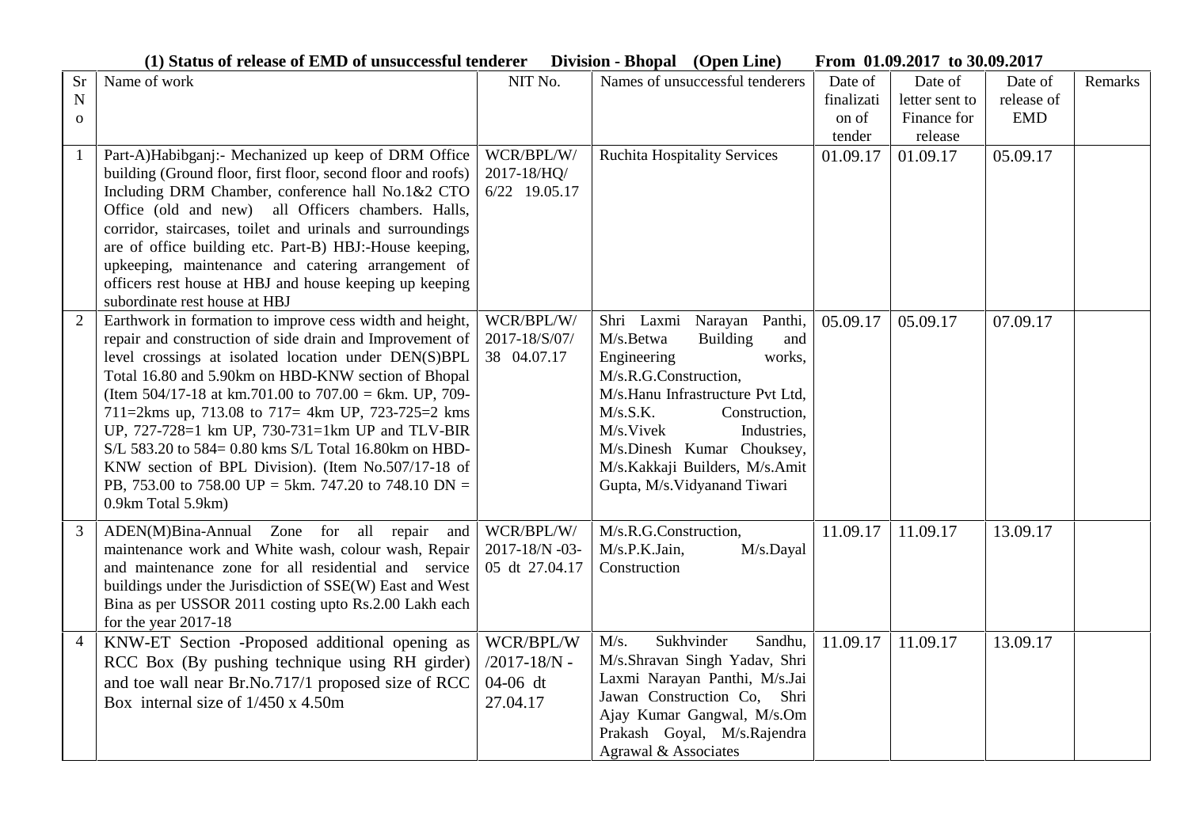**(1) Status of release of EMD of unsuccessful tenderer Division - Bhopal (Open Line) From 01.09.2017 to 30.09.2017**

| Sr No | Name of work | NIT No. | Names of unsuccessful tenderers | Date of finalization of tender | Date of letter sent to Finance for release | Date of release of EMD | Remarks |
|---|---|---|---|---|---|---|---|
| 1 | Part-A)Habibganj:- Mechanized up keep of DRM Office building (Ground floor, first floor, second floor and roofs) Including DRM Chamber, conference hall No.1&2 CTO Office (old and new) all Officers chambers. Halls, corridor, staircases, toilet and urinals and surroundings are of office building etc. Part-B) HBJ:-House keeping, upkeeping, maintenance and catering arrangement of officers rest house at HBJ and house keeping up keeping subordinate rest house at HBJ | WCR/BPL/W/ 2017-18/HQ/ 6/22 19.05.17 | Ruchita Hospitality Services | 01.09.17 | 01.09.17 | 05.09.17 | |
| 2 | Earthwork in formation to improve cess width and height, repair and construction of side drain and Improvement of level crossings at isolated location under DEN(S)BPL Total 16.80 and 5.90km on HBD-KNW section of Bhopal (Item 504/17-18 at km.701.00 to 707.00 = 6km. UP, 709-711=2kms up, 713.08 to 717= 4km UP, 723-725=2 kms UP, 727-728=1 km UP, 730-731=1km UP and TLV-BIR S/L 583.20 to 584= 0.80 kms S/L Total 16.80km on HBD-KNW section of BPL Division). (Item No.507/17-18 of PB, 753.00 to 758.00 UP = 5km. 747.20 to 748.10 DN = 0.9km Total 5.9km) | WCR/BPL/W/ 2017-18/S/07/ 38 04.07.17 | Shri Laxmi Narayan Panthi, M/s.Betwa Building and Engineering works, M/s.R.G.Construction, M/s.Hanu Infrastructure Pvt Ltd, M/s.S.K. Construction, M/s.Vivek Industries, M/s.Dinesh Kumar Chouksey, M/s.Kakkaji Builders, M/s.Amit Gupta, M/s.Vidyanand Tiwari | 05.09.17 | 05.09.17 | 07.09.17 | |
| 3 | ADEN(M)Bina-Annual Zone for all repair and maintenance work and White wash, colour wash, Repair and maintenance zone for all residential and service buildings under the Jurisdiction of SSE(W) East and West Bina as per USSOR 2011 costing upto Rs.2.00 Lakh each for the year 2017-18 | WCR/BPL/W/ 2017-18/N -03-05 dt 27.04.17 | M/s.R.G.Construction, M/s.P.K.Jain, M/s.Dayal Construction | 11.09.17 | 11.09.17 | 13.09.17 | |
| 4 | KNW-ET Section -Proposed additional opening as RCC Box (By pushing technique using RH girder) and toe wall near Br.No.717/1 proposed size of RCC Box internal size of 1/450 x 4.50m | WCR/BPL/W /2017-18/N - 04-06 dt 27.04.17 | M/s. Sukhvinder Sandhu, M/s.Shravan Singh Yadav, Shri Laxmi Narayan Panthi, M/s.Jai Jawan Construction Co, Shri Ajay Kumar Gangwal, M/s.Om Prakash Goyal, M/s.Rajendra Agrawal & Associates | 11.09.17 | 11.09.17 | 13.09.17 | |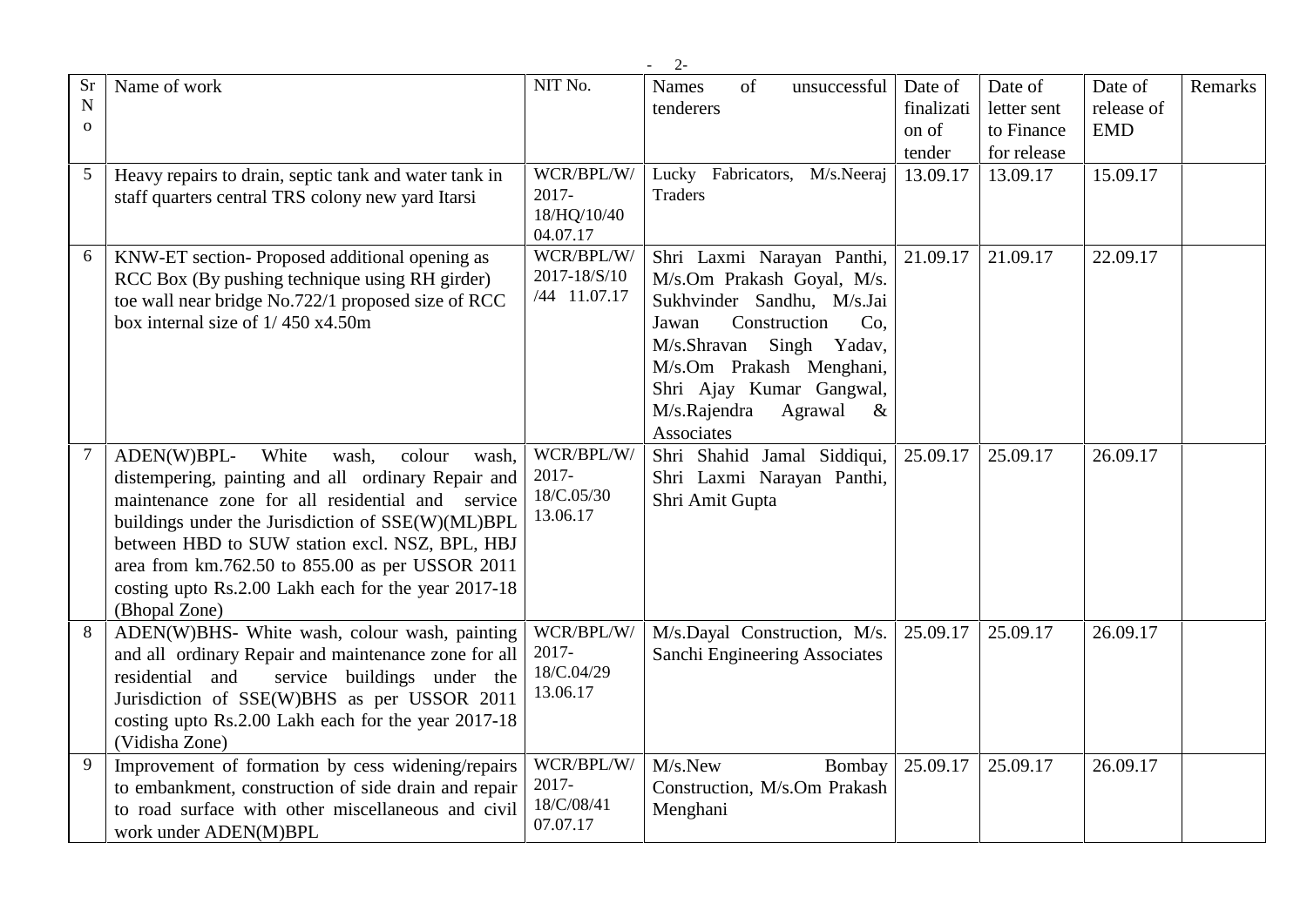| Sr No | Name of work | NIT No. | Names of unsuccessful tenderers | Date of finalization of tender | Date of letter sent to Finance for release | Date of release of EMD | Remarks |
|---|---|---|---|---|---|---|---|
| 5 | Heavy repairs to drain, septic tank and water tank in staff quarters central TRS colony new yard Itarsi | WCR/BPL/W/ 2017-18/HQ/10/40 04.07.17 | Lucky Fabricators, M/s.Neeraj Traders | 13.09.17 | 13.09.17 | 15.09.17 | |
| 6 | KNW-ET section- Proposed additional opening as RCC Box (By pushing technique using RH girder) toe wall near bridge No.722/1 proposed size of RCC box internal size of 1/ 450 x4.50m | WCR/BPL/W/ 2017-18/S/10 /44 11.07.17 | Shri Laxmi Narayan Panthi, M/s.Om Prakash Goyal, M/s. Sukhvinder Sandhu, M/s.Jai Jawan Construction Co, M/s.Shravan Singh Yadav, M/s.Om Prakash Menghani, Shri Ajay Kumar Gangwal, M/s.Rajendra Agrawal & Associates | 21.09.17 | 21.09.17 | 22.09.17 | |
| 7 | ADEN(W)BPL- White wash, colour wash, distempering, painting and all ordinary Repair and maintenance zone for all residential and service buildings under the Jurisdiction of SSE(W)(ML)BPL between HBD to SUW station excl. NSZ, BPL, HBJ area from km.762.50 to 855.00 as per USSOR 2011 costing upto Rs.2.00 Lakh each for the year 2017-18 (Bhopal Zone) | WCR/BPL/W/ 2017-18/C.05/30 13.06.17 | Shri Shahid Jamal Siddiqui, Shri Laxmi Narayan Panthi, Shri Amit Gupta | 25.09.17 | 25.09.17 | 26.09.17 | |
| 8 | ADEN(W)BHS- White wash, colour wash, painting and all ordinary Repair and maintenance zone for all residential and service buildings under the Jurisdiction of SSE(W)BHS as per USSOR 2011 costing upto Rs.2.00 Lakh each for the year 2017-18 (Vidisha Zone) | WCR/BPL/W/ 2017-18/C.04/29 13.06.17 | M/s.Dayal Construction, M/s. Sanchi Engineering Associates | 25.09.17 | 25.09.17 | 26.09.17 | |
| 9 | Improvement of formation by cess widening/repairs to embankment, construction of side drain and repair to road surface with other miscellaneous and civil work under ADEN(M)BPL | WCR/BPL/W/ 2017-18/C/08/41 07.07.17 | M/s.New Bombay Construction, M/s.Om Prakash Menghani | 25.09.17 | 25.09.17 | 26.09.17 | |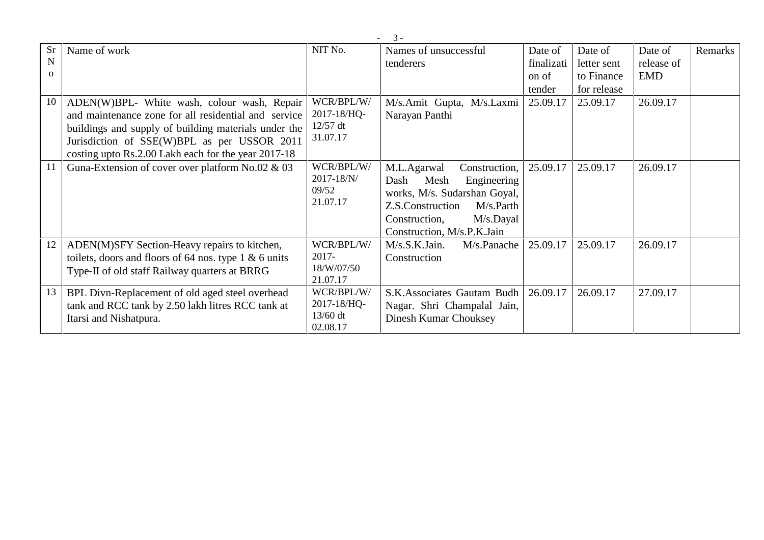| Sr No | Name of work | NIT No. | Names of unsuccessful tenderers | Date of finalization of tender | Date of letter sent to Finance for release | Date of release of EMD | Remarks |
|---|---|---|---|---|---|---|---|
| 10 | ADEN(W)BPL- White wash, colour wash, Repair and maintenance zone for all residential and service buildings and supply of building materials under the Jurisdiction of SSE(W)BPL as per USSOR 2011 costing upto Rs.2.00 Lakh each for the year 2017-18 | WCR/BPL/W/ 2017-18/HQ-12/57 dt 31.07.17 | M/s.Amit Gupta, M/s.Laxmi Narayan Panthi | 25.09.17 | 25.09.17 | 26.09.17 | |
| 11 | Guna-Extension of cover over platform No.02 & 03 | WCR/BPL/W/ 2017-18/N/ 09/52 21.07.17 | M.L.Agarwal Construction, Dash Mesh Engineering works, M/s. Sudarshan Goyal, Z.S.Construction M/s.Parth Construction, M/s.Dayal Construction, M/s.P.K.Jain | 25.09.17 | 25.09.17 | 26.09.17 | |
| 12 | ADEN(M)SFY Section-Heavy repairs to kitchen, toilets, doors and floors of 64 nos. type 1 & 6 units Type-II of old staff Railway quarters at BRRG | WCR/BPL/W/ 2017-18/W/07/50 21.07.17 | M/s.S.K.Jain. M/s.Panache Construction | 25.09.17 | 25.09.17 | 26.09.17 | |
| 13 | BPL Divn-Replacement of old aged steel overhead tank and RCC tank by 2.50 lakh litres RCC tank at Itarsi and Nishatpura. | WCR/BPL/W/ 2017-18/HQ-13/60 dt 02.08.17 | S.K.Associates Gautam Budh Nagar. Shri Champalal Jain, Dinesh Kumar Chouksey | 26.09.17 | 26.09.17 | 27.09.17 | |